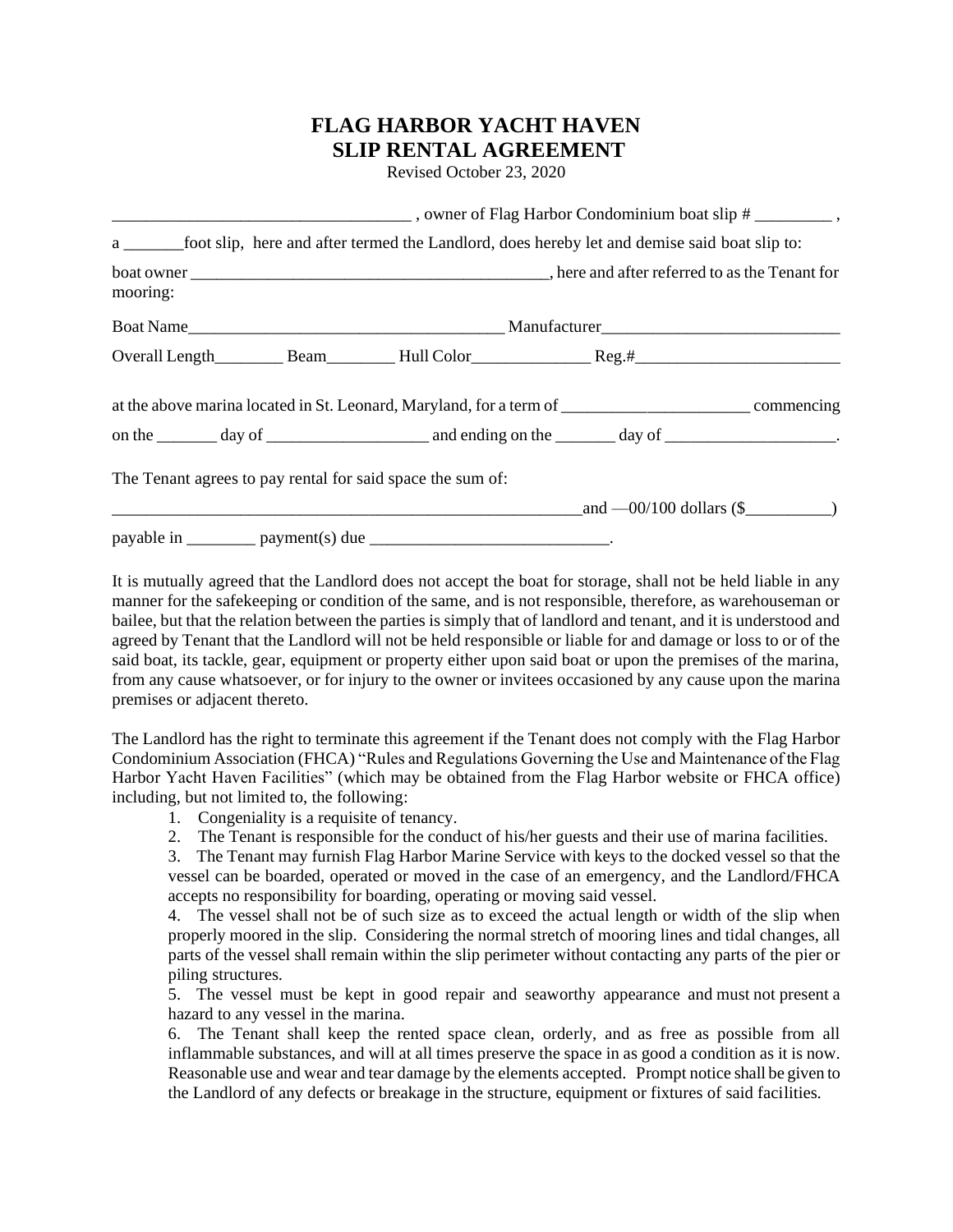# FLAG HARBOR YACHT HAVEN
# SLIP RENTAL AGREEMENT

Revised October 23, 2020

___________________________________ , owner of Flag Harbor Condominium boat slip # _________ ,

a _______foot slip, here and after termed the Landlord, does hereby let and demise said boat slip to:

boat owner __________________________________________, here and after referred to as the Tenant for mooring:

Boat Name_____________________________________ Manufacturer___________________________

Overall Length________ Beam________ Hull Color______________ Reg.#________________________

at the above marina located in St. Leonard, Maryland, for a term of ______________________ commencing

on the _______ day of ___________________ and ending on the _______ day of ____________________.

The Tenant agrees to pay rental for said space the sum of:

_________________________________________________________and —00/100 dollars ($__________)

payable in ________ payment(s) due ____________________________.

It is mutually agreed that the Landlord does not accept the boat for storage, shall not be held liable in any manner for the safekeeping or condition of the same, and is not responsible, therefore, as warehouseman or bailee, but that the relation between the parties is simply that of landlord and tenant, and it is understood and agreed by Tenant that the Landlord will not be held responsible or liable for and damage or loss to or of the said boat, its tackle, gear, equipment or property either upon said boat or upon the premises of the marina, from any cause whatsoever, or for injury to the owner or invitees occasioned by any cause upon the marina premises or adjacent thereto.

The Landlord has the right to terminate this agreement if the Tenant does not comply with the Flag Harbor Condominium Association (FHCA) "Rules and Regulations Governing the Use and Maintenance of the Flag Harbor Yacht Haven Facilities" (which may be obtained from the Flag Harbor website or FHCA office) including, but not limited to, the following:

1. Congeniality is a requisite of tenancy.
2. The Tenant is responsible for the conduct of his/her guests and their use of marina facilities.
3. The Tenant may furnish Flag Harbor Marine Service with keys to the docked vessel so that the vessel can be boarded, operated or moved in the case of an emergency, and the Landlord/FHCA accepts no responsibility for boarding, operating or moving said vessel.
4. The vessel shall not be of such size as to exceed the actual length or width of the slip when properly moored in the slip. Considering the normal stretch of mooring lines and tidal changes, all parts of the vessel shall remain within the slip perimeter without contacting any parts of the pier or piling structures.
5. The vessel must be kept in good repair and seaworthy appearance and must not present a hazard to any vessel in the marina.
6. The Tenant shall keep the rented space clean, orderly, and as free as possible from all inflammable substances, and will at all times preserve the space in as good a condition as it is now. Reasonable use and wear and tear damage by the elements accepted. Prompt notice shall be given to the Landlord of any defects or breakage in the structure, equipment or fixtures of said facilities.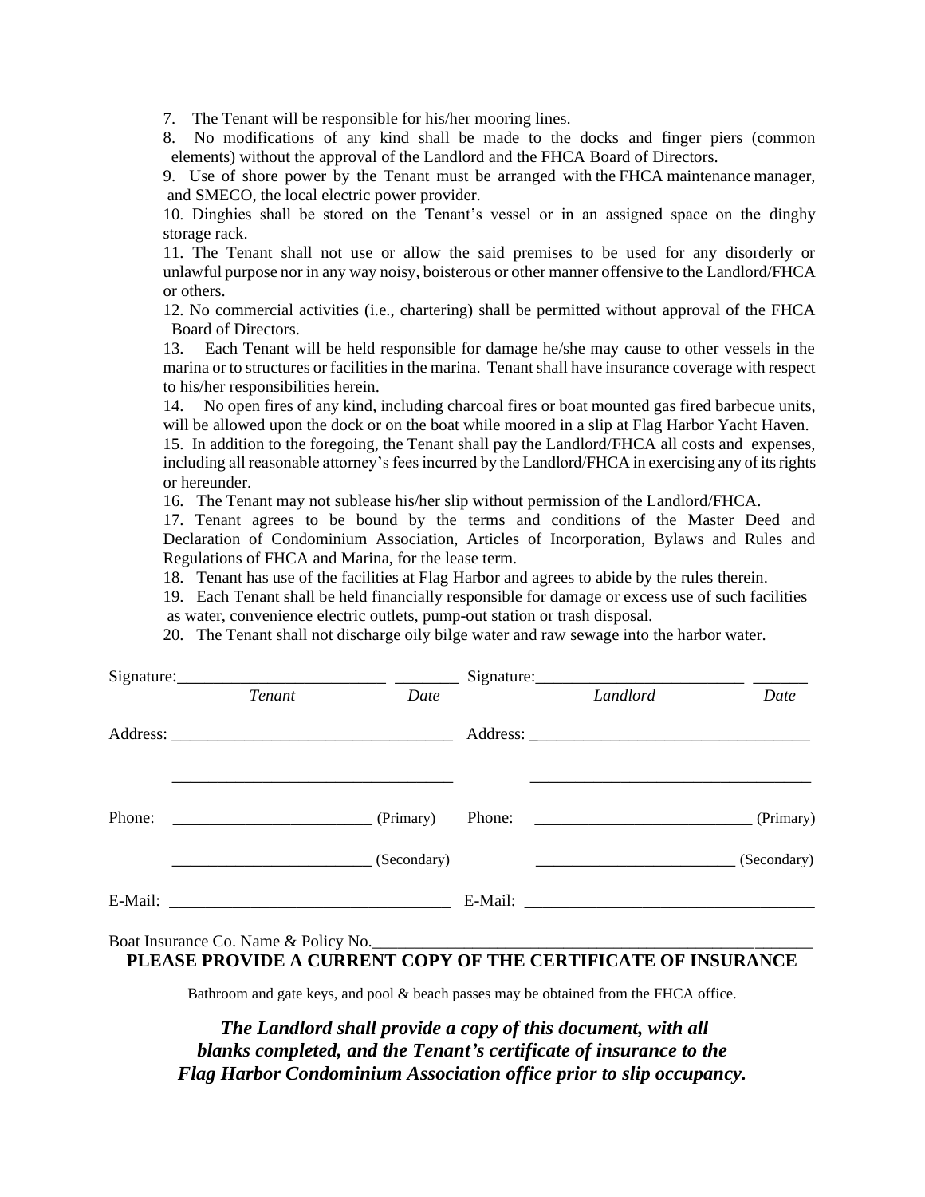7. The Tenant will be responsible for his/her mooring lines.
8. No modifications of any kind shall be made to the docks and finger piers (common elements) without the approval of the Landlord and the FHCA Board of Directors.
9. Use of shore power by the Tenant must be arranged with the FHCA maintenance manager, and SMECO, the local electric power provider.
10. Dinghies shall be stored on the Tenant's vessel or in an assigned space on the dinghy storage rack.
11. The Tenant shall not use or allow the said premises to be used for any disorderly or unlawful purpose nor in any way noisy, boisterous or other manner offensive to the Landlord/FHCA or others.
12. No commercial activities (i.e., chartering) shall be permitted without approval of the FHCA Board of Directors.
13. Each Tenant will be held responsible for damage he/she may cause to other vessels in the marina or to structures or facilities in the marina. Tenant shall have insurance coverage with respect to his/her responsibilities herein.
14. No open fires of any kind, including charcoal fires or boat mounted gas fired barbecue units, will be allowed upon the dock or on the boat while moored in a slip at Flag Harbor Yacht Haven.
15. In addition to the foregoing, the Tenant shall pay the Landlord/FHCA all costs and expenses, including all reasonable attorney's fees incurred by the Landlord/FHCA in exercising any of its rights or hereunder.
16. The Tenant may not sublease his/her slip without permission of the Landlord/FHCA.
17. Tenant agrees to be bound by the terms and conditions of the Master Deed and Declaration of Condominium Association, Articles of Incorporation, Bylaws and Rules and Regulations of FHCA and Marina, for the lease term.
18. Tenant has use of the facilities at Flag Harbor and agrees to abide by the rules therein.
19. Each Tenant shall be held financially responsible for damage or excess use of such facilities as water, convenience electric outlets, pump-out station or trash disposal.
20. The Tenant shall not discharge oily bilge water and raw sewage into the harbor water.

Signature:_________________________ ________ Signature:_________________________ _______
*Tenant* *Date* *Landlord* *Date*

Address: __________________________________ Address: __________________________________

__________________________________ __________________________________

Phone: ________________________ (Primary) Phone: ___________________________ (Primary)

________________________ (Secondary) ________________________ (Secondary)

E-Mail: __________________________________ E-Mail: ___________________________________

Boat Insurance Co. Name & Policy No.__________________________________________________

**PLEASE PROVIDE A CURRENT COPY OF THE CERTIFICATE OF INSURANCE**

Bathroom and gate keys, and pool & beach passes may be obtained from the FHCA office.

***The Landlord shall provide a copy of this document, with all blanks completed, and the Tenant's certificate of insurance to the Flag Harbor Condominium Association office prior to slip occupancy.***